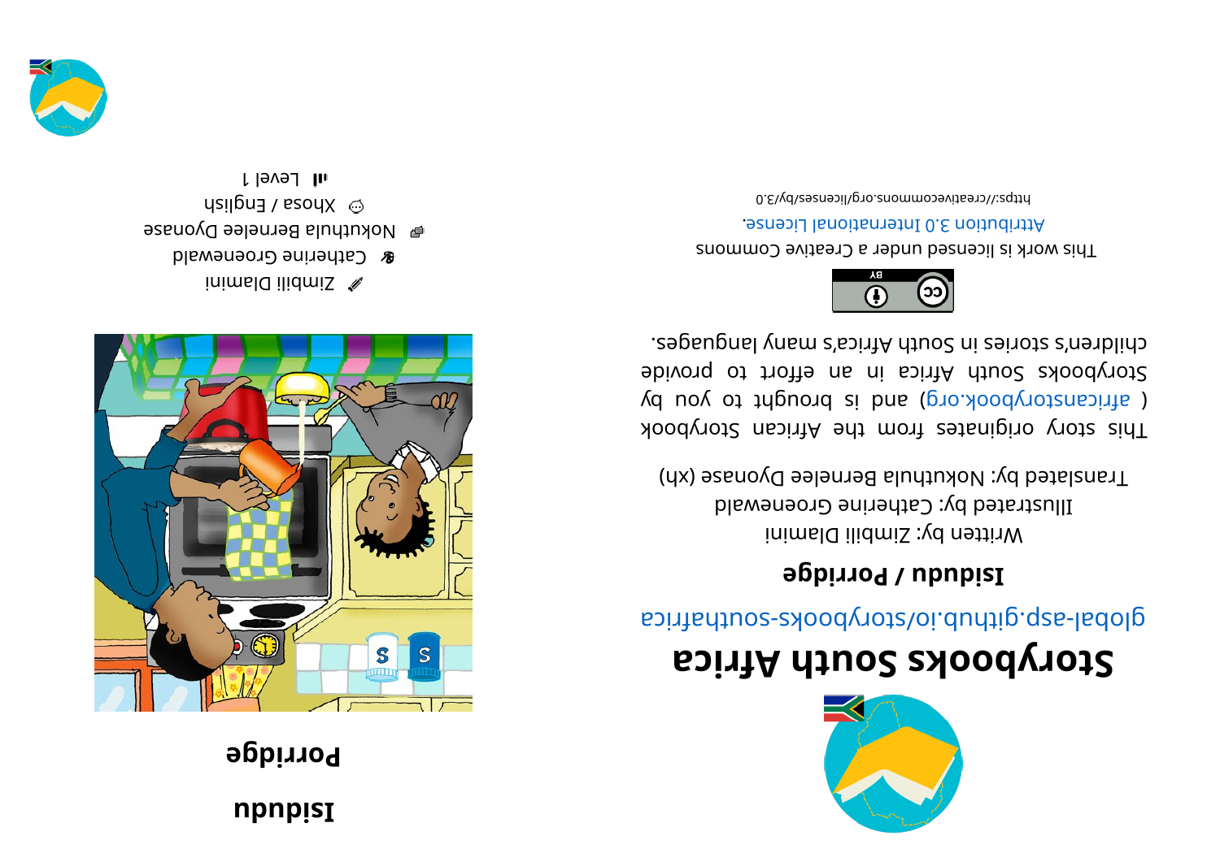# Isidudu

## Porridge

Zimbili Dlamini

Catherine Groenewald

Nokuthula Berneleе Dyonase

Xhosa / English

Level 1

# Storybooks South Africa

global-asp.github.io/storybooks-southafrica

**Isidudu / Porridge**

Written by: Zimbili Dlamini

Illustrated by: Catherine Groenewald

Translated by: Nokuthula Berneleе Dyonase (xh)

This story originates from the African Storybook ( africanstorybook.org) and is brought to you by Storybooks South Africa in an effort to provide children's stories in South Africa's many languages.

This work is licensed under a Creative Commons Attribution 3.0 International License.

https://creativecommons.org/licenses/by/3.0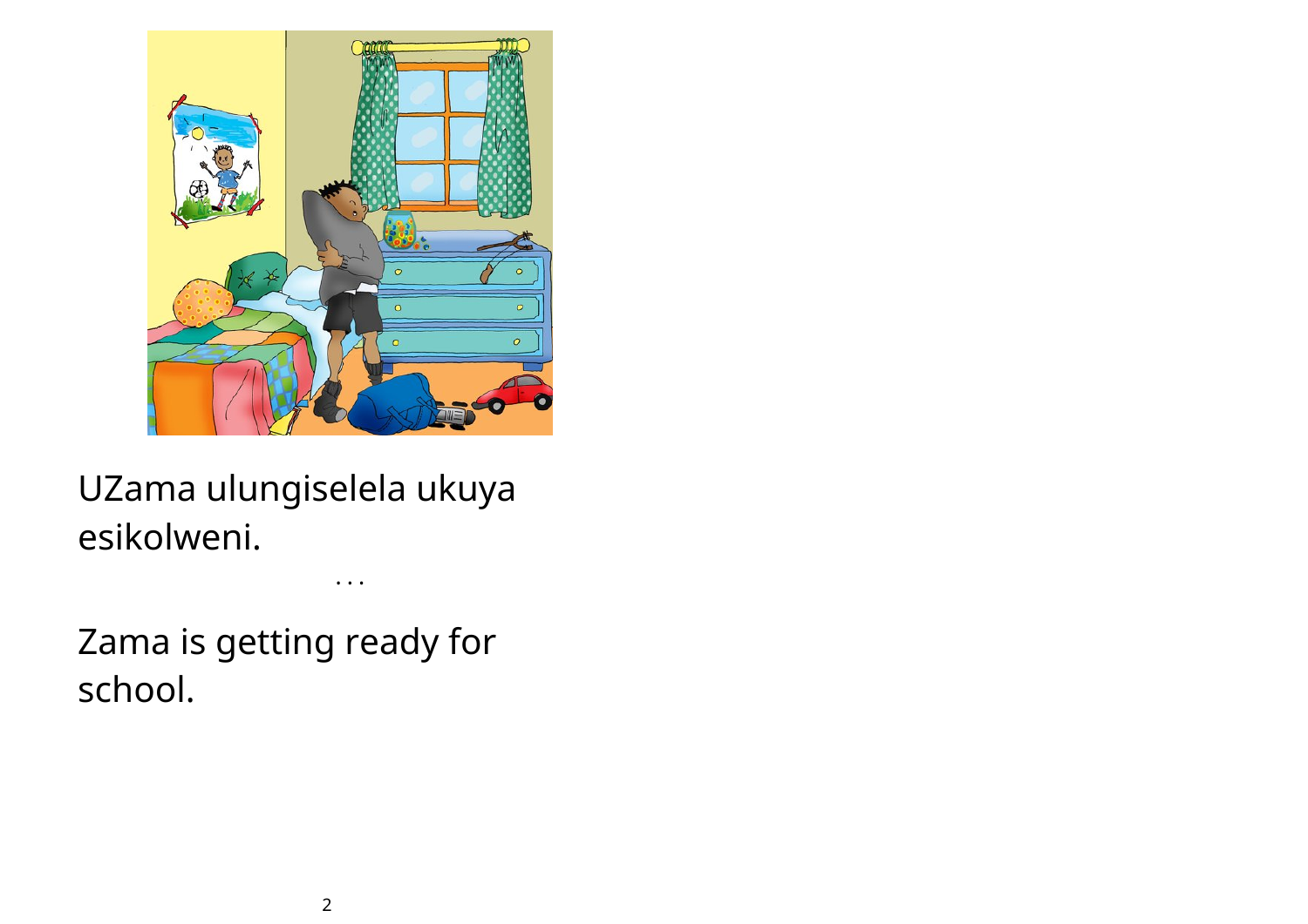UZama ulungiselela ukuya esikolweni.

...

Zama is getting ready for school.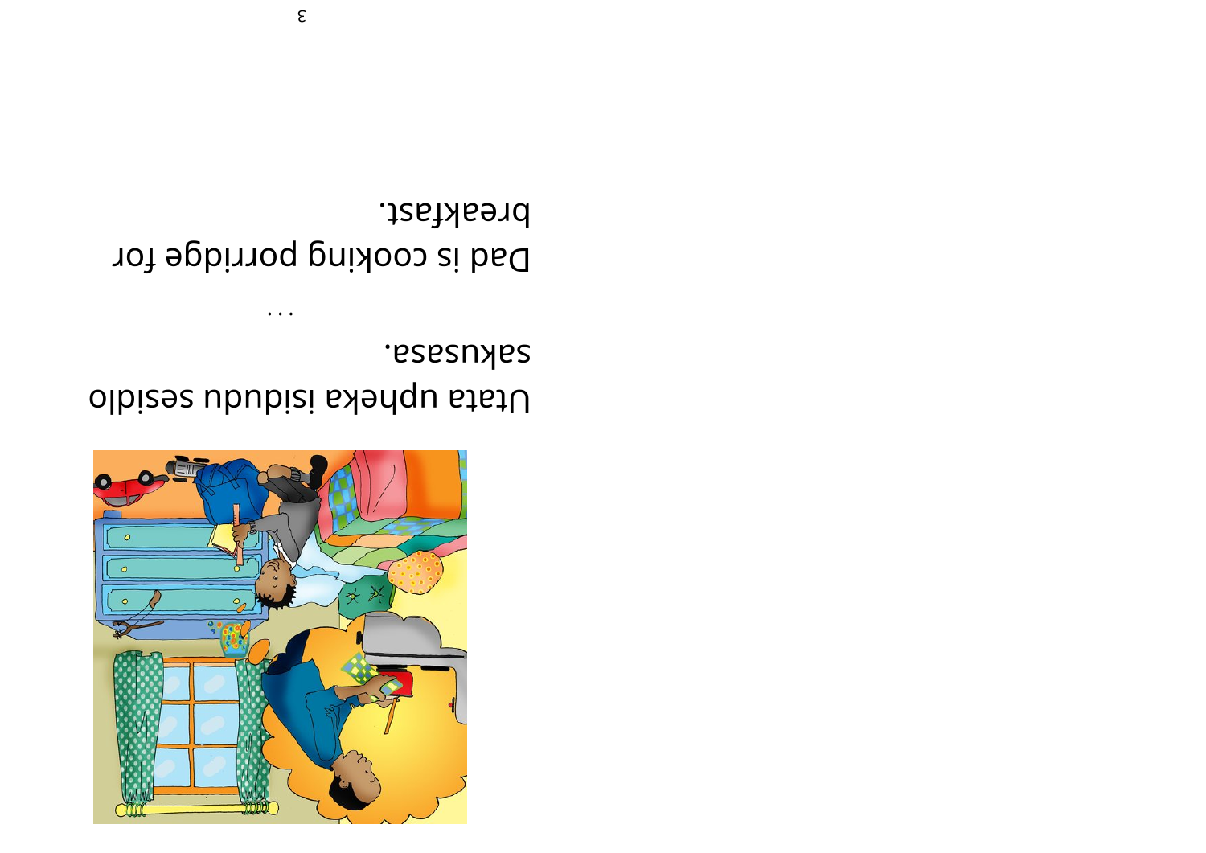Ubaba uphekela isidudu sasekuseni.

...

Dad is cooking porridge for breakfast.

Utata upheka isidudu sesidlo sakusasa.

...

Dad is cooking porridge for breakfast.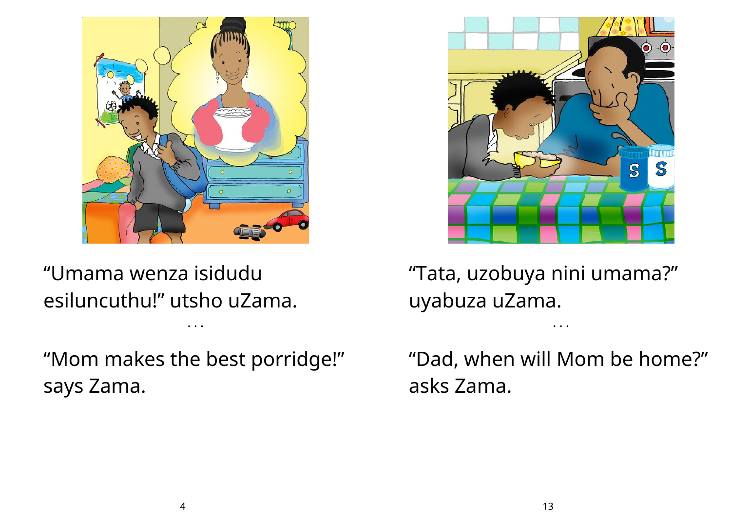"Umama wenza isidudu esiluncuthu!" utsho uZama.

...

"Mom makes the best porridge!" says Zama.

"Tata, uzobuya nini umama?" uyabuza uZama.

...

"Dad, when will Mom be home?" asks Zama.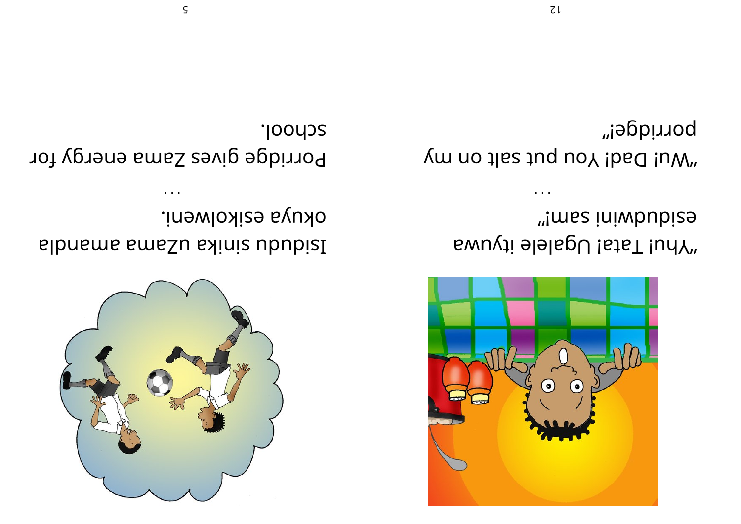"Yhu! Tata! Ugalele ityuwa esidudwini sam!"

. . .

"Wu! Dad! You put salt on my porridge!"

Isidudu sinika uZama amandla okuya esikolweni.

. . .

Porridge gives Zama energy for school.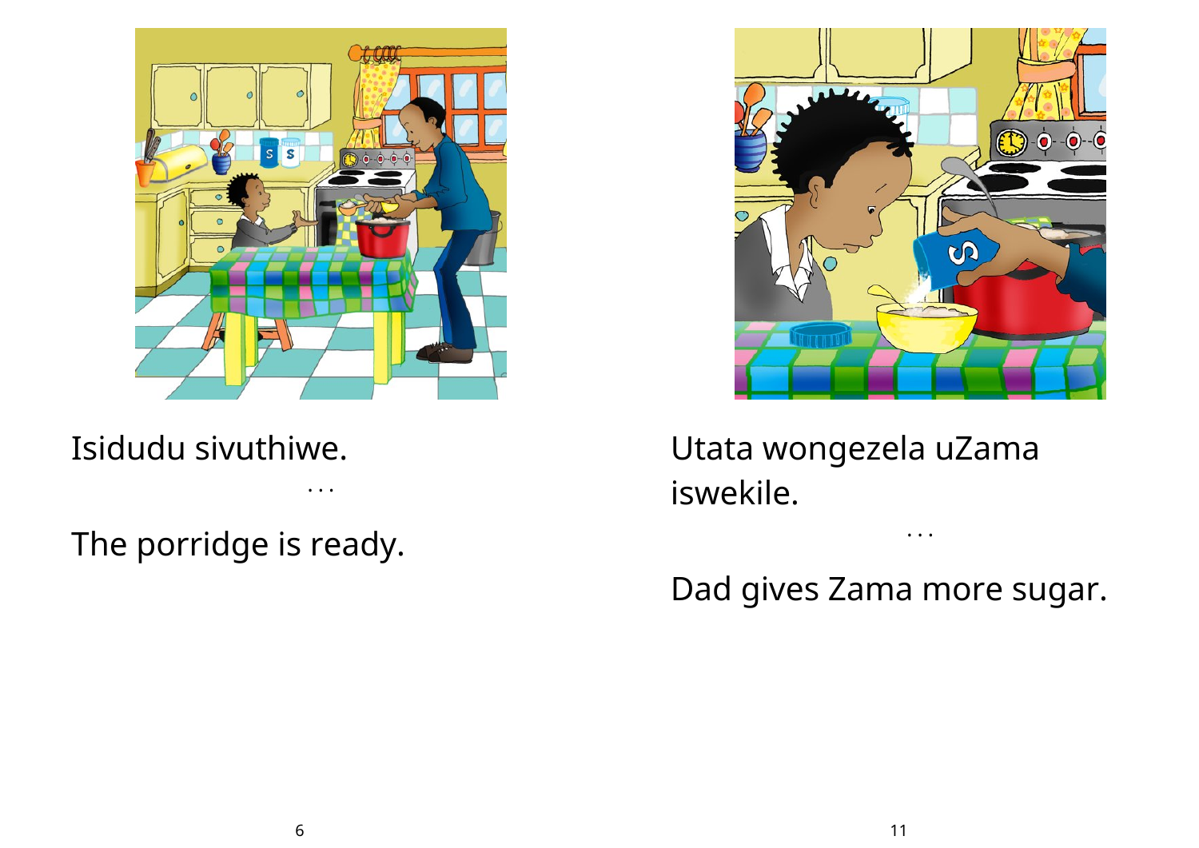Isidudu sivuthiwe.

...

The porridge is ready.

Utata wongezela uZama iswekile.

...

Dad gives Zama more sugar.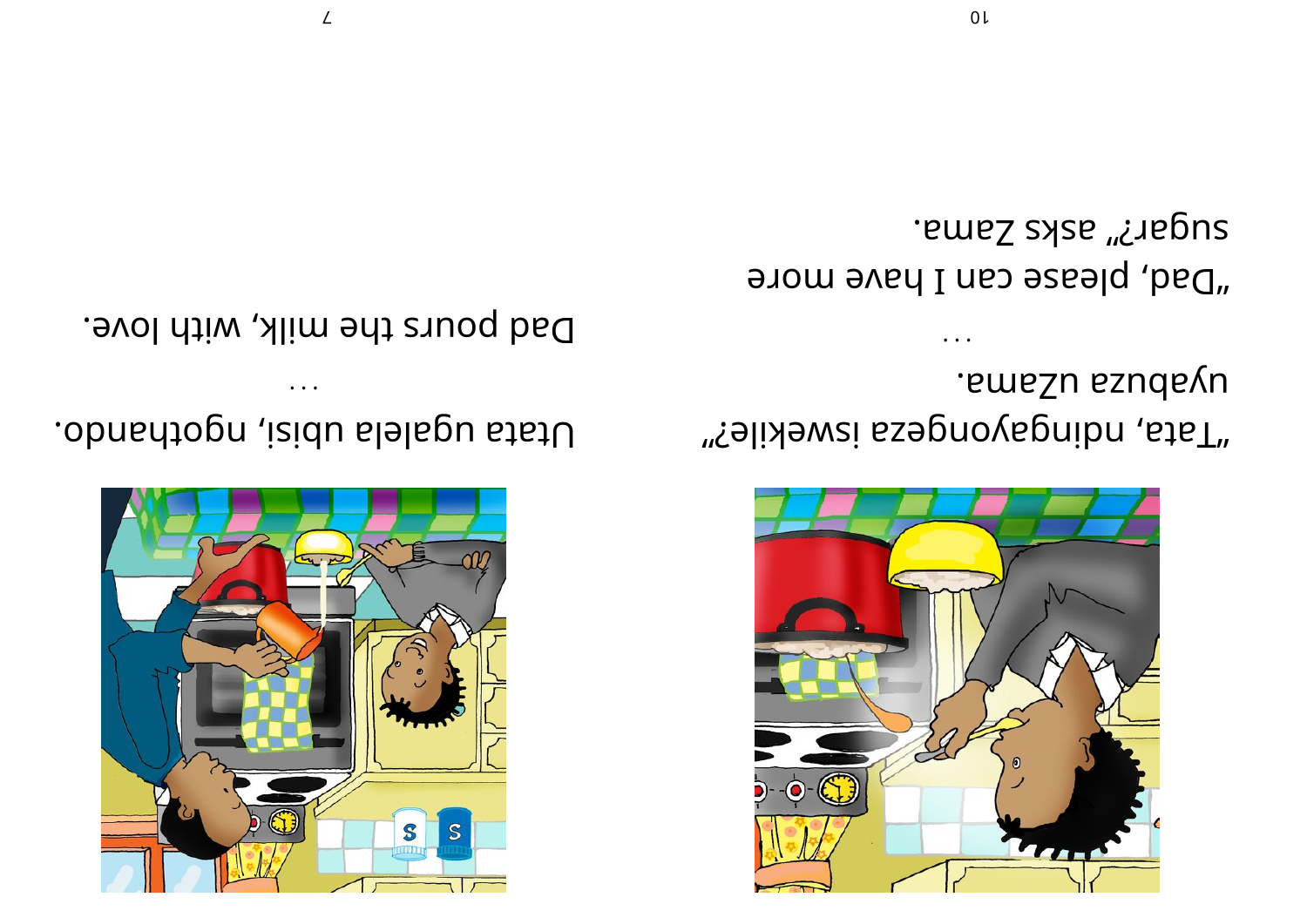Utata ugalela ubisi, ngothando.

...

Dad pours the milk, with love.

"Tata, ndingayongeza iswekile?" uyabuza uZama.

...

"Dad, please can I have more sugar?" asks Zama.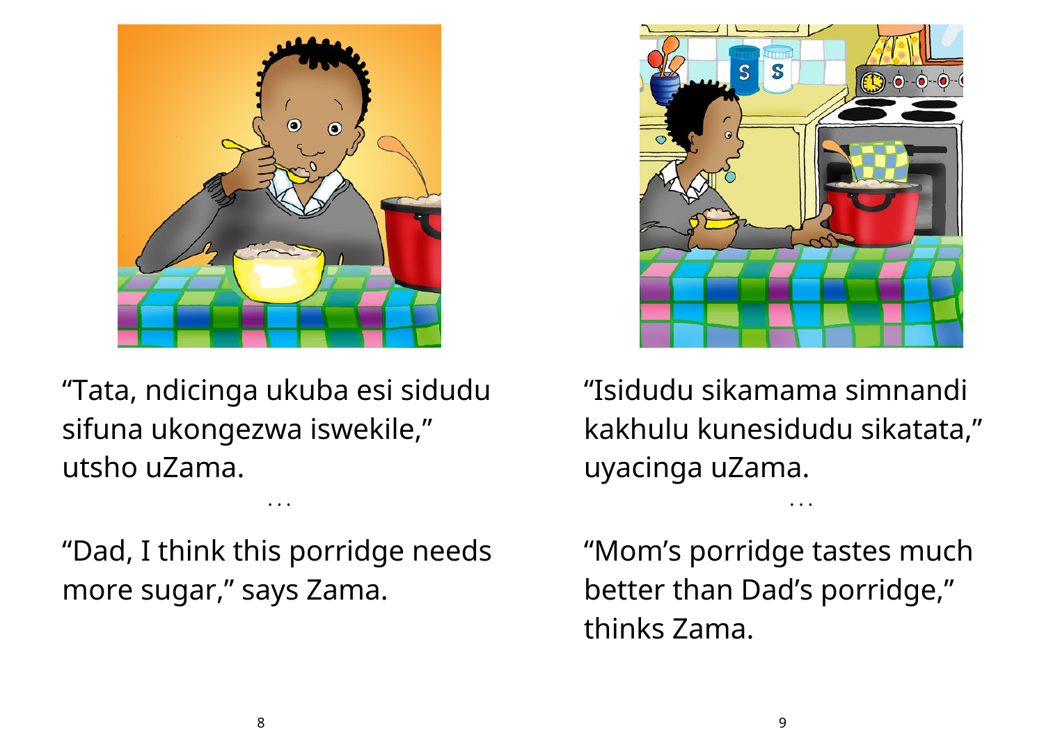"Tata, ndicinga ukuba esi sidudu sifuna ukongezwa iswekile," utsho uZama.

...

"Dad, I think this porridge needs more sugar," says Zama.

"Isidudu sikamama simnandi kakhulu kunesidudu sikatata," uyacinga uZama.

...

"Mom's porridge tastes much better than Dad's porridge," thinks Zama.